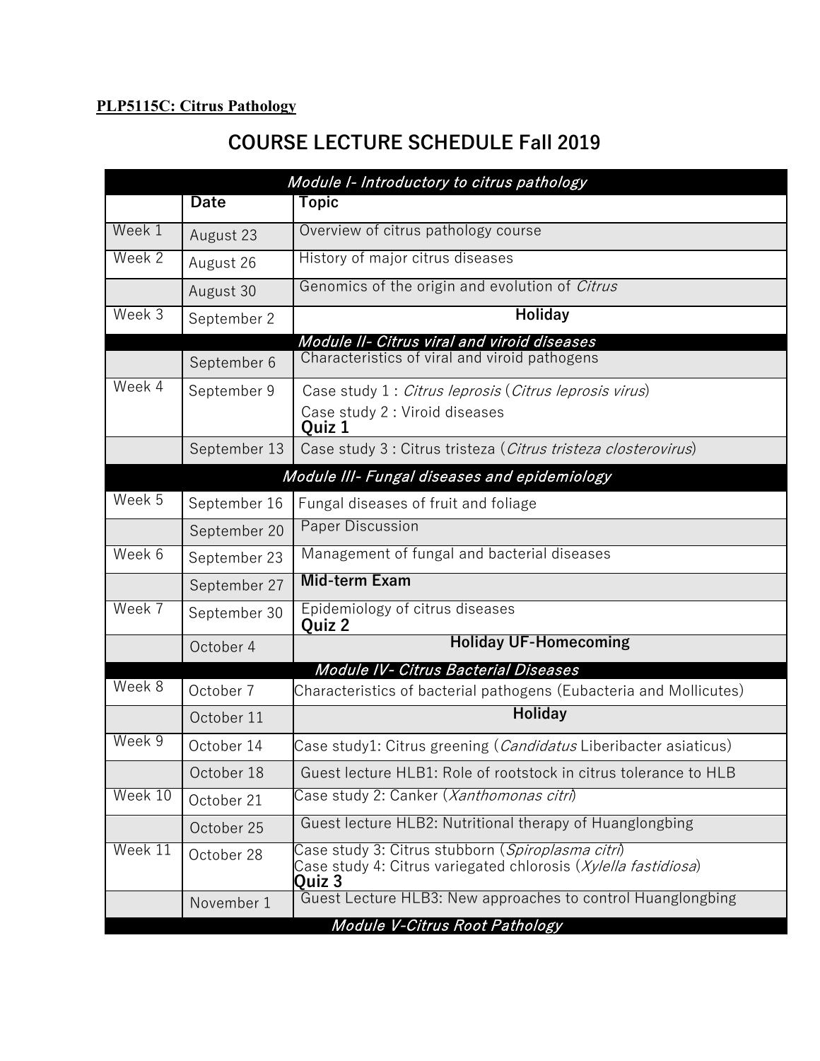**PLP5115C: Citrus Pathology**

# COURSE LECTURE SCHEDULE Fall 2019

| | Date | Topic |
|---|---|---|
| ***Module I- Introductory to citrus pathology*** | | |
| Week 1 | August 23 | Overview of citrus pathology course |
| Week 2 | August 26 | History of major citrus diseases |
| | August 30 | Genomics of the origin and evolution of *Citrus* |
| Week 3 | September 2 | **Holiday** |
| ***Module II- Citrus viral and viroid diseases*** | | |
| | September 6 | Characteristics of viral and viroid pathogens |
| Week 4 | September 9 | Case study 1 : *Citrus leprosis* (*Citrus leprosis virus*)<br>Case study 2 : Viroid diseases<br>**Quiz 1** |
| | September 13 | Case study 3 : Citrus tristeza (*Citrus tristeza closterovirus*) |
| ***Module III- Fungal diseases and epidemiology*** | | |
| Week 5 | September 16 | Fungal diseases of fruit and foliage |
| | September 20 | Paper Discussion |
| Week 6 | September 23 | Management of fungal and bacterial diseases |
| | September 27 | **Mid-term Exam** |
| Week 7 | September 30 | Epidemiology of citrus diseases<br>**Quiz 2** |
| | October 4 | **Holiday UF-Homecoming** |
| ***Module IV- Citrus Bacterial Diseases*** | | |
| Week 8 | October 7 | Characteristics of bacterial pathogens (Eubacteria and Mollicutes) |
| | October 11 | **Holiday** |
| Week 9 | October 14 | Case study1: Citrus greening (*Candidatus* Liberibacter asiaticus) |
| | October 18 | Guest lecture HLB1: Role of rootstock in citrus tolerance to HLB |
| Week 10 | October 21 | Case study 2: Canker (*Xanthomonas citri*) |
| | October 25 | Guest lecture HLB2: Nutritional therapy of Huanglongbing |
| Week 11 | October 28 | Case study 3: Citrus stubborn (*Spiroplasma citri*)<br>Case study 4: Citrus variegated chlorosis (*Xylella fastidiosa*)<br>**Quiz 3** |
| | November 1 | Guest Lecture HLB3: New approaches to control Huanglongbing |
| ***Module V-Citrus Root Pathology*** | | |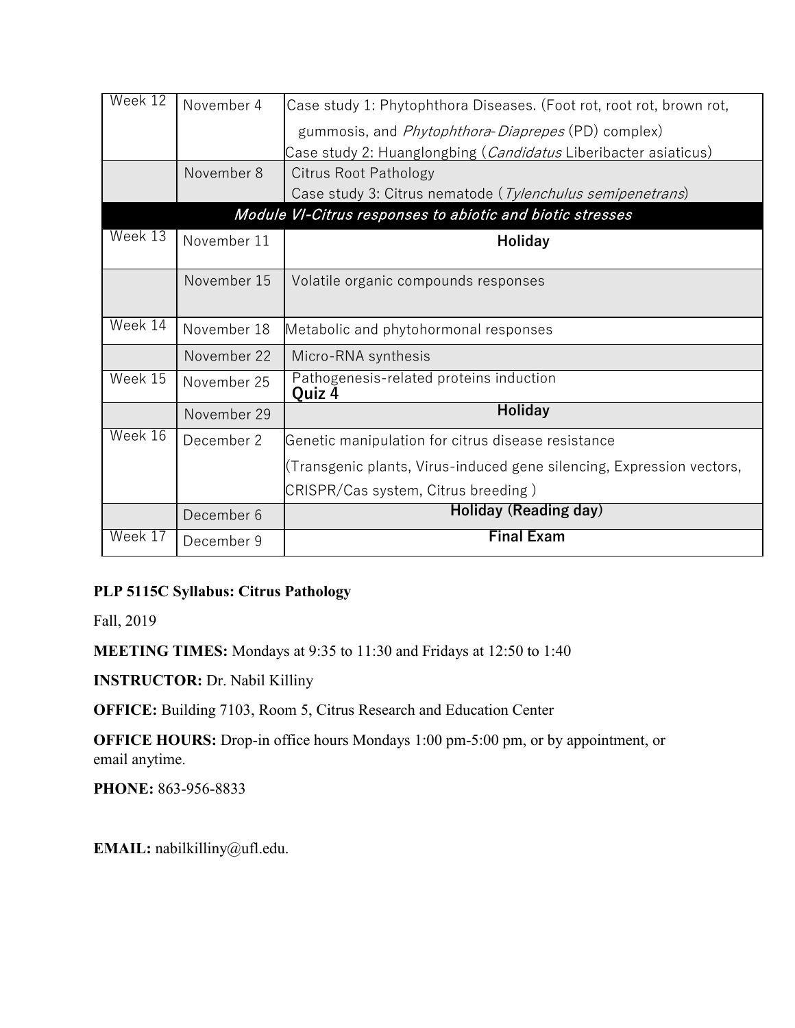| | | |
|---|---|---|
| Week 12 | November 4 | Case study 1: Phytophthora Diseases. (Foot rot, root rot, brown rot, gummosis, and *Phytophthora-Diaprepes* (PD) complex)<br>Case study 2: Huanglongbing (*Candidatus* Liberibacter asiaticus) |
| | November 8 | Citrus Root Pathology<br>Case study 3: Citrus nematode (*Tylenchulus semipenetrans*) |
| ***Module VI-Citrus responses to abiotic and biotic stresses*** | | |
| Week 13 | November 11 | **Holiday** |
| | November 15 | Volatile organic compounds responses |
| Week 14 | November 18 | Metabolic and phytohormonal responses |
| | November 22 | Micro-RNA synthesis |
| Week 15 | November 25 | Pathogenesis-related proteins induction<br>**Quiz 4** |
| | November 29 | **Holiday** |
| Week 16 | December 2 | Genetic manipulation for citrus disease resistance<br>(Transgenic plants, Virus-induced gene silencing, Expression vectors, CRISPR/Cas system, Citrus breeding ) |
| | December 6 | **Holiday (Reading day)** |
| Week 17 | December 9 | **Final Exam** |

**PLP 5115C Syllabus: Citrus Pathology**

Fall, 2019

**MEETING TIMES:** Mondays at 9:35 to 11:30 and Fridays at 12:50 to 1:40

**INSTRUCTOR:** Dr. Nabil Killiny

**OFFICE:** Building 7103, Room 5, Citrus Research and Education Center

**OFFICE HOURS:** Drop-in office hours Mondays 1:00 pm-5:00 pm, or by appointment, or email anytime.

**PHONE:** 863-956-8833

**EMAIL:** nabilkilliny@ufl.edu.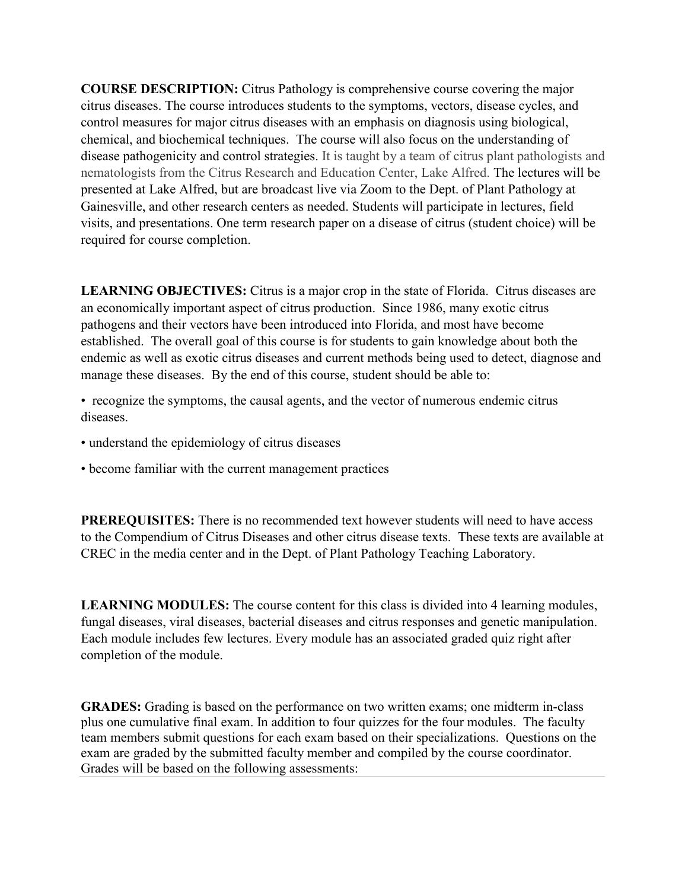**COURSE DESCRIPTION:** Citrus Pathology is comprehensive course covering the major citrus diseases. The course introduces students to the symptoms, vectors, disease cycles, and control measures for major citrus diseases with an emphasis on diagnosis using biological, chemical, and biochemical techniques. The course will also focus on the understanding of disease pathogenicity and control strategies. It is taught by a team of citrus plant pathologists and nematologists from the Citrus Research and Education Center, Lake Alfred. The lectures will be presented at Lake Alfred, but are broadcast live via Zoom to the Dept. of Plant Pathology at Gainesville, and other research centers as needed. Students will participate in lectures, field visits, and presentations. One term research paper on a disease of citrus (student choice) will be required for course completion.

**LEARNING OBJECTIVES:** Citrus is a major crop in the state of Florida. Citrus diseases are an economically important aspect of citrus production. Since 1986, many exotic citrus pathogens and their vectors have been introduced into Florida, and most have become established. The overall goal of this course is for students to gain knowledge about both the endemic as well as exotic citrus diseases and current methods being used to detect, diagnose and manage these diseases. By the end of this course, student should be able to:

- recognize the symptoms, the causal agents, and the vector of numerous endemic citrus diseases.
- understand the epidemiology of citrus diseases
- become familiar with the current management practices

**PREREQUISITES:** There is no recommended text however students will need to have access to the Compendium of Citrus Diseases and other citrus disease texts. These texts are available at CREC in the media center and in the Dept. of Plant Pathology Teaching Laboratory.

**LEARNING MODULES:** The course content for this class is divided into 4 learning modules, fungal diseases, viral diseases, bacterial diseases and citrus responses and genetic manipulation. Each module includes few lectures. Every module has an associated graded quiz right after completion of the module.

**GRADES:** Grading is based on the performance on two written exams; one midterm in-class plus one cumulative final exam. In addition to four quizzes for the four modules. The faculty team members submit questions for each exam based on their specializations. Questions on the exam are graded by the submitted faculty member and compiled by the course coordinator. Grades will be based on the following assessments: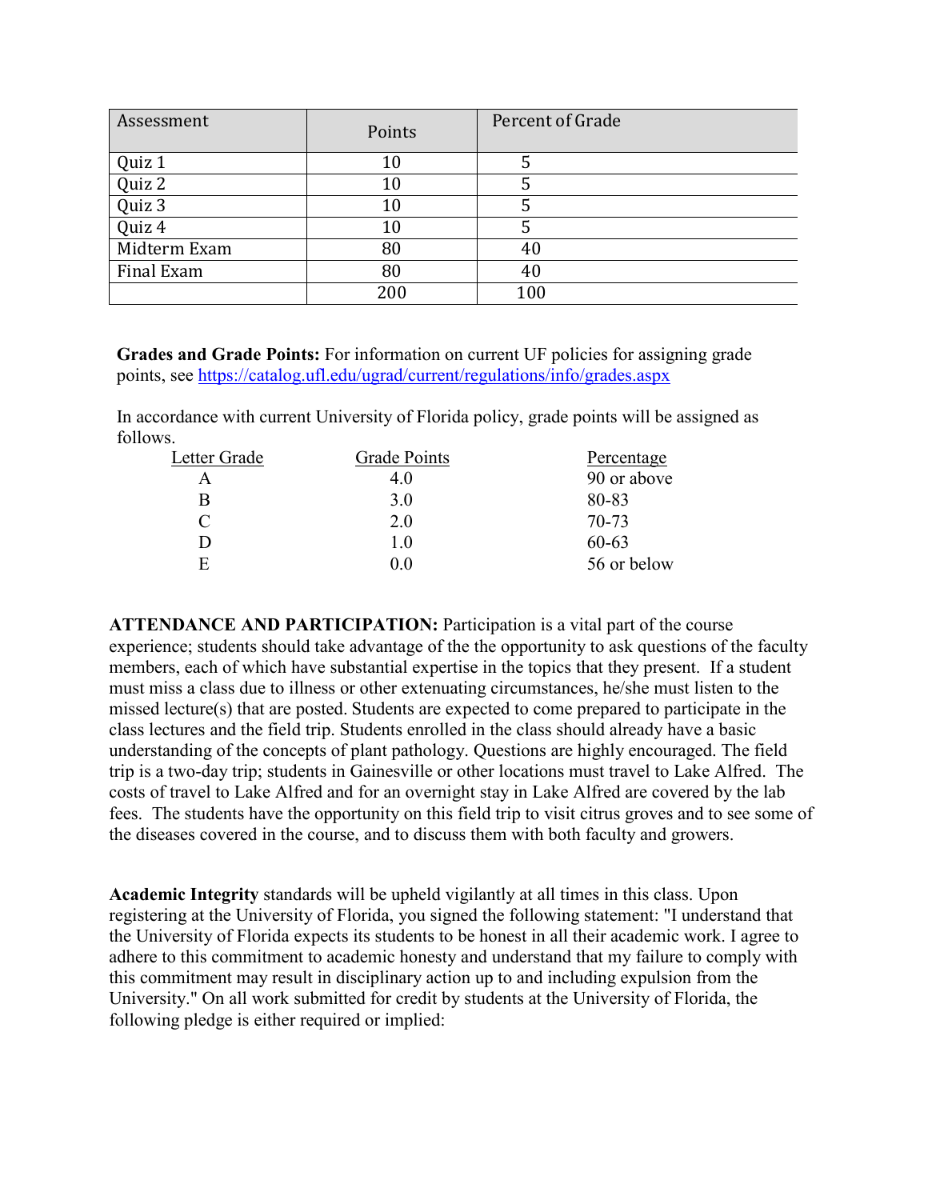| Assessment | Points | Percent of Grade |
|---|---|---|
| Quiz 1 | 10 | 5 |
| Quiz 2 | 10 | 5 |
| Quiz 3 | 10 | 5 |
| Quiz 4 | 10 | 5 |
| Midterm Exam | 80 | 40 |
| Final Exam | 80 | 40 |
| | 200 | 100 |

**Grades and Grade Points:** For information on current UF policies for assigning grade points, see https://catalog.ufl.edu/ugrad/current/regulations/info/grades.aspx

In accordance with current University of Florida policy, grade points will be assigned as follows.

| Letter Grade | Grade Points | Percentage |
|---|---|---|
| A | 4.0 | 90 or above |
| B | 3.0 | 80-83 |
| C | 2.0 | 70-73 |
| D | 1.0 | 60-63 |
| E | 0.0 | 56 or below |

**ATTENDANCE AND PARTICIPATION:** Participation is a vital part of the course experience; students should take advantage of the the opportunity to ask questions of the faculty members, each of which have substantial expertise in the topics that they present. If a student must miss a class due to illness or other extenuating circumstances, he/she must listen to the missed lecture(s) that are posted. Students are expected to come prepared to participate in the class lectures and the field trip. Students enrolled in the class should already have a basic understanding of the concepts of plant pathology. Questions are highly encouraged. The field trip is a two-day trip; students in Gainesville or other locations must travel to Lake Alfred. The costs of travel to Lake Alfred and for an overnight stay in Lake Alfred are covered by the lab fees. The students have the opportunity on this field trip to visit citrus groves and to see some of the diseases covered in the course, and to discuss them with both faculty and growers.

**Academic Integrity** standards will be upheld vigilantly at all times in this class. Upon registering at the University of Florida, you signed the following statement: "I understand that the University of Florida expects its students to be honest in all their academic work. I agree to adhere to this commitment to academic honesty and understand that my failure to comply with this commitment may result in disciplinary action up to and including expulsion from the University." On all work submitted for credit by students at the University of Florida, the following pledge is either required or implied: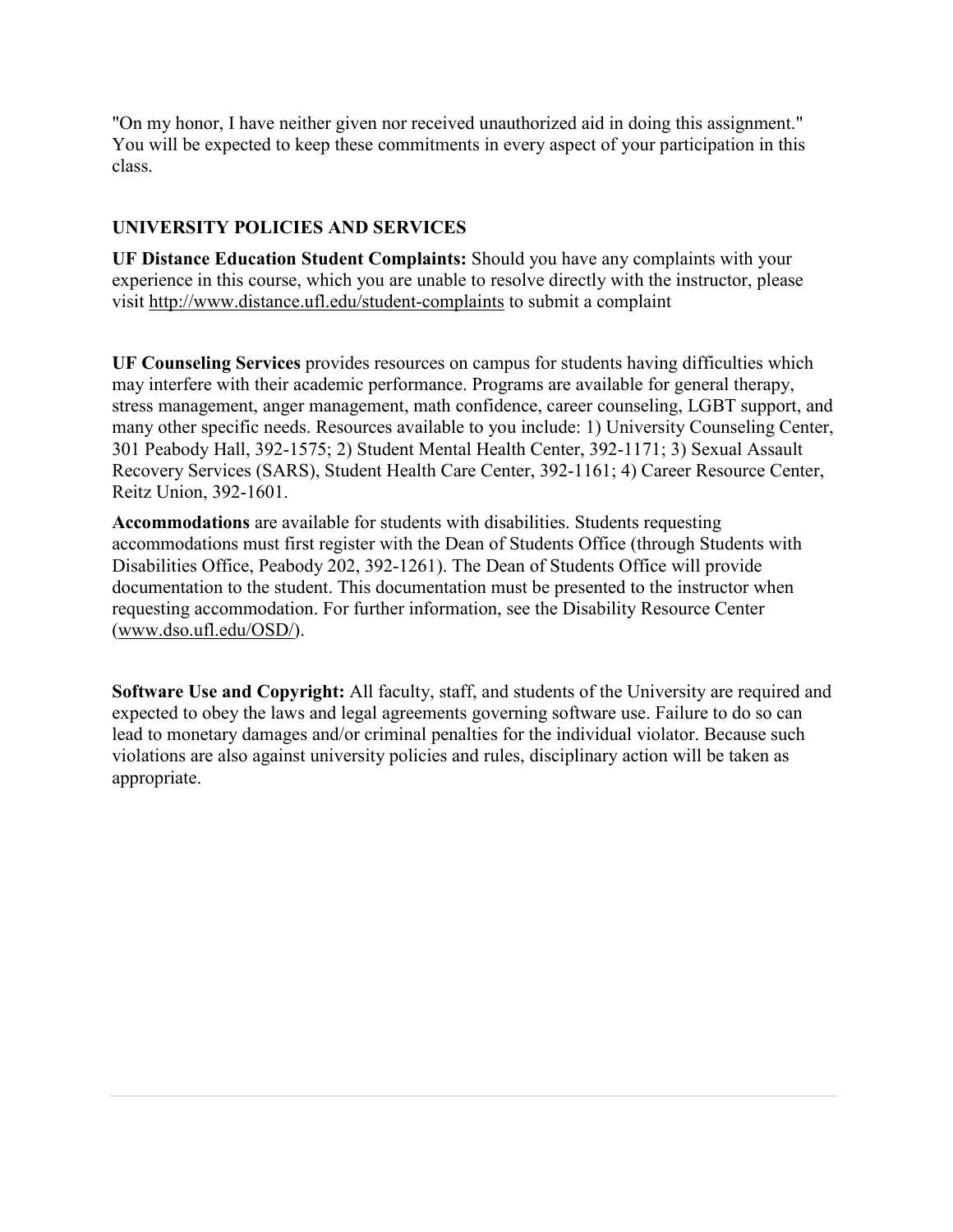"On my honor, I have neither given nor received unauthorized aid in doing this assignment." You will be expected to keep these commitments in every aspect of your participation in this class.

## UNIVERSITY POLICIES AND SERVICES

**UF Distance Education Student Complaints:** Should you have any complaints with your experience in this course, which you are unable to resolve directly with the instructor, please visit http://www.distance.ufl.edu/student-complaints to submit a complaint

**UF Counseling Services** provides resources on campus for students having difficulties which may interfere with their academic performance. Programs are available for general therapy, stress management, anger management, math confidence, career counseling, LGBT support, and many other specific needs. Resources available to you include: 1) University Counseling Center, 301 Peabody Hall, 392-1575; 2) Student Mental Health Center, 392-1171; 3) Sexual Assault Recovery Services (SARS), Student Health Care Center, 392-1161; 4) Career Resource Center, Reitz Union, 392-1601.

**Accommodations** are available for students with disabilities. Students requesting accommodations must first register with the Dean of Students Office (through Students with Disabilities Office, Peabody 202, 392-1261). The Dean of Students Office will provide documentation to the student. This documentation must be presented to the instructor when requesting accommodation. For further information, see the Disability Resource Center (www.dso.ufl.edu/OSD/).

**Software Use and Copyright:** All faculty, staff, and students of the University are required and expected to obey the laws and legal agreements governing software use. Failure to do so can lead to monetary damages and/or criminal penalties for the individual violator. Because such violations are also against university policies and rules, disciplinary action will be taken as appropriate.